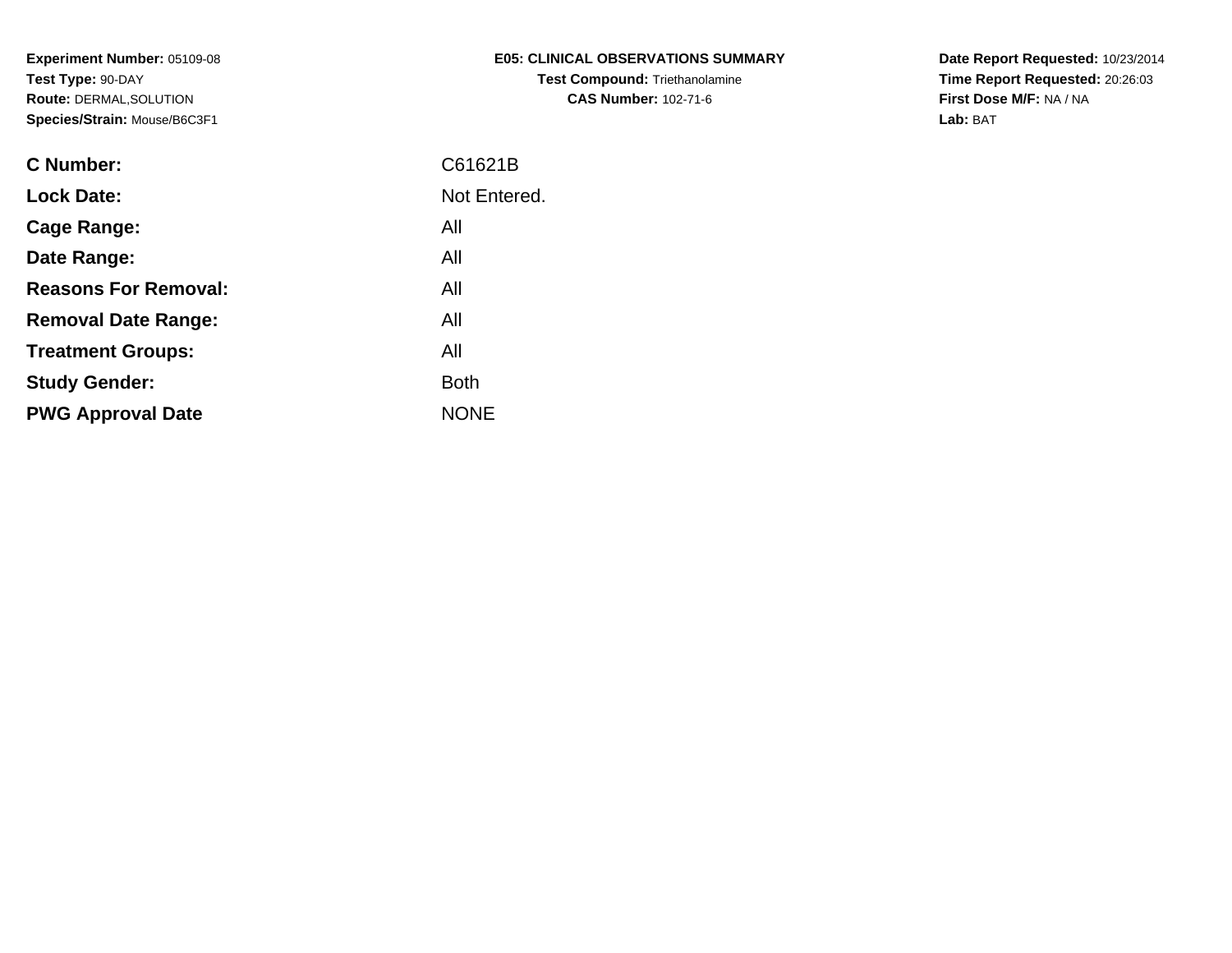**Experiment Number:** 05109-08
**Test Type:** 90-DAY
**Route:** DERMAL,SOLUTION
**Species/Strain:** Mouse/B6C3F1

**E05: CLINICAL OBSERVATIONS SUMMARY**
**Test Compound:** Triethanolamine
**CAS Number:** 102-71-6

**Date Report Requested:** 10/23/2014
**Time Report Requested:** 20:26:03
**First Dose M/F:** NA / NA
**Lab:** BAT

| | |
|---|---|
| **C Number:** | C61621B |
| **Lock Date:** | Not Entered. |
| **Cage Range:** | All |
| **Date Range:** | All |
| **Reasons For Removal:** | All |
| **Removal Date Range:** | All |
| **Treatment Groups:** | All |
| **Study Gender:** | Both |
| **PWG Approval Date** | NONE |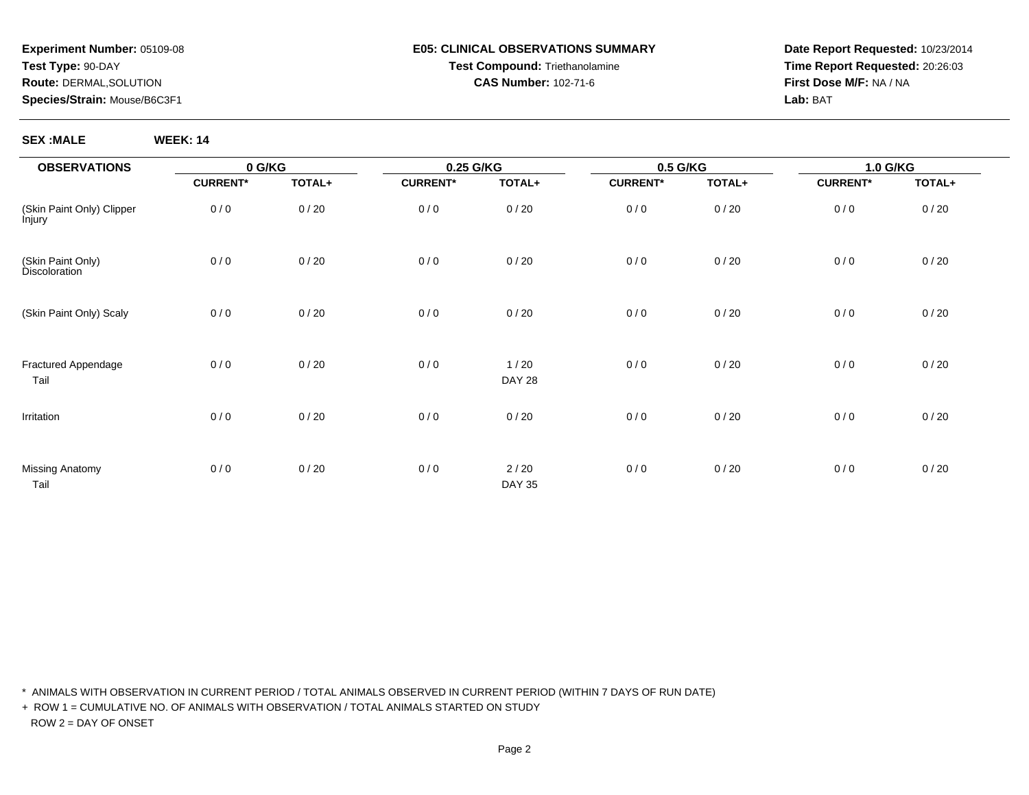**Experiment Number:** 05109-08
**Test Type:** 90-DAY
**Route:** DERMAL,SOLUTION
**Species/Strain:** Mouse/B6C3F1

**E05: CLINICAL OBSERVATIONS SUMMARY**
**Test Compound:** Triethanolamine
**CAS Number:** 102-71-6

**Date Report Requested:** 10/23/2014
**Time Report Requested:** 20:26:03
**First Dose M/F:** NA / NA
**Lab:** BAT

**SEX :MALE** **WEEK: 14**

| OBSERVATIONS | 0 G/KG | | 0.25 G/KG | | 0.5 G/KG | | 1.0 G/KG | |
|---|---|---|---|---|---|---|---|---|
| | CURRENT* | TOTAL+ | CURRENT* | TOTAL+ | CURRENT* | TOTAL+ | CURRENT* | TOTAL+ |
| (Skin Paint Only) Clipper Injury | 0 / 0 | 0 / 20 | 0 / 0 | 0 / 20 | 0 / 0 | 0 / 20 | 0 / 0 | 0 / 20 |
| (Skin Paint Only) Discoloration | 0 / 0 | 0 / 20 | 0 / 0 | 0 / 20 | 0 / 0 | 0 / 20 | 0 / 0 | 0 / 20 |
| (Skin Paint Only) Scaly | 0 / 0 | 0 / 20 | 0 / 0 | 0 / 20 | 0 / 0 | 0 / 20 | 0 / 0 | 0 / 20 |
| Fractured Appendage | 0 / 0 | 0 / 20 | 0 / 0 | 1 / 20 | 0 / 0 | 0 / 20 | 0 / 0 | 0 / 20 |
| Tail | | | | DAY 28 | | | | |
| Irritation | 0 / 0 | 0 / 20 | 0 / 0 | 0 / 20 | 0 / 0 | 0 / 20 | 0 / 0 | 0 / 20 |
| Missing Anatomy | 0 / 0 | 0 / 20 | 0 / 0 | 2 / 20 | 0 / 0 | 0 / 20 | 0 / 0 | 0 / 20 |
| Tail | | | | DAY 35 | | | | |

\* ANIMALS WITH OBSERVATION IN CURRENT PERIOD / TOTAL ANIMALS OBSERVED IN CURRENT PERIOD (WITHIN 7 DAYS OF RUN DATE)

\+ ROW 1 = CUMULATIVE NO. OF ANIMALS WITH OBSERVATION / TOTAL ANIMALS STARTED ON STUDY
ROW 2 = DAY OF ONSET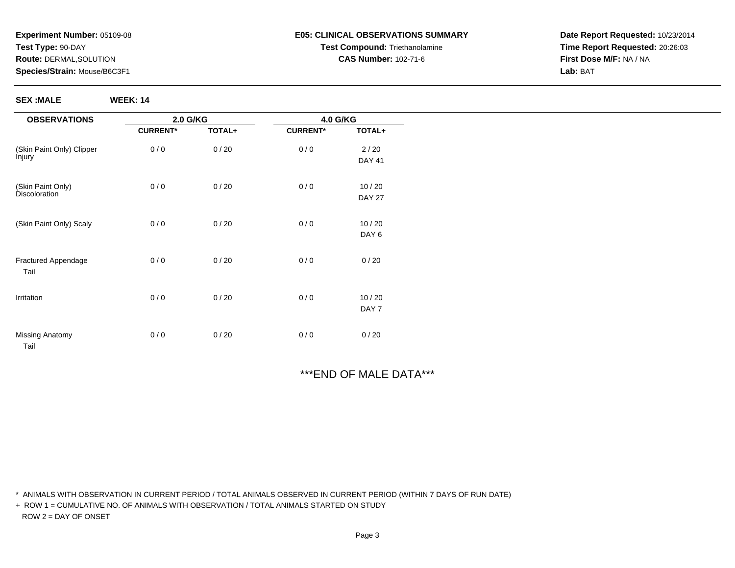**Experiment Number:** 05109-08
**Test Type:** 90-DAY
**Route:** DERMAL,SOLUTION
**Species/Strain:** Mouse/B6C3F1

**E05: CLINICAL OBSERVATIONS SUMMARY**
**Test Compound:** Triethanolamine
**CAS Number:** 102-71-6

**Date Report Requested:** 10/23/2014
**Time Report Requested:** 20:26:03
**First Dose M/F:** NA / NA
**Lab:** BAT

**SEX :MALE** **WEEK: 14**

| OBSERVATIONS | 2.0 G/KG | | 4.0 G/KG | |
|---|---|---|---|---|
| | CURRENT* | TOTAL+ | CURRENT* | TOTAL+ |
| (Skin Paint Only) Clipper Injury | 0 / 0 | 0 / 20 | 0 / 0 | 2 / 20<br>DAY 41 |
| (Skin Paint Only) Discoloration | 0 / 0 | 0 / 20 | 0 / 0 | 10 / 20<br>DAY 27 |
| (Skin Paint Only) Scaly | 0 / 0 | 0 / 20 | 0 / 0 | 10 / 20<br>DAY 6 |
| Fractured Appendage<br>Tail | 0 / 0 | 0 / 20 | 0 / 0 | 0 / 20 |
| Irritation | 0 / 0 | 0 / 20 | 0 / 0 | 10 / 20<br>DAY 7 |
| Missing Anatomy<br>Tail | 0 / 0 | 0 / 20 | 0 / 0 | 0 / 20 |

***END OF MALE DATA***

* ANIMALS WITH OBSERVATION IN CURRENT PERIOD / TOTAL ANIMALS OBSERVED IN CURRENT PERIOD (WITHIN 7 DAYS OF RUN DATE)

+ ROW 1 = CUMULATIVE NO. OF ANIMALS WITH OBSERVATION / TOTAL ANIMALS STARTED ON STUDY
ROW 2 = DAY OF ONSET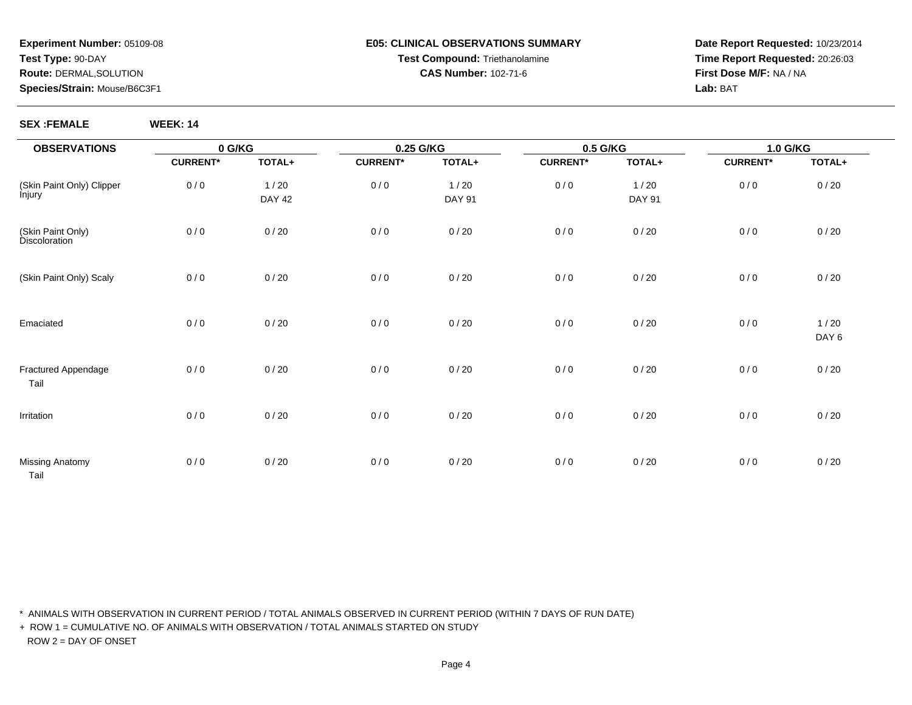**Experiment Number:** 05109-08
**Test Type:** 90-DAY
**Route:** DERMAL,SOLUTION
**Species/Strain:** Mouse/B6C3F1

**E05: CLINICAL OBSERVATIONS SUMMARY**
**Test Compound:** Triethanolamine
**CAS Number:** 102-71-6

**Date Report Requested:** 10/23/2014
**Time Report Requested:** 20:26:03
**First Dose M/F:** NA / NA
**Lab:** BAT

**SEX :FEMALE** **WEEK: 14**

| OBSERVATIONS | 0 G/KG | | 0.25 G/KG | | 0.5 G/KG | | 1.0 G/KG | |
|---|---|---|---|---|---|---|---|---|
| | CURRENT* | TOTAL+ | CURRENT* | TOTAL+ | CURRENT* | TOTAL+ | CURRENT* | TOTAL+ |
| (Skin Paint Only) Clipper Injury | 0 / 0 | 1 / 20<br>DAY 42 | 0 / 0 | 1 / 20<br>DAY 91 | 0 / 0 | 1 / 20<br>DAY 91 | 0 / 0 | 0 / 20 |
| (Skin Paint Only) Discoloration | 0 / 0 | 0 / 20 | 0 / 0 | 0 / 20 | 0 / 0 | 0 / 20 | 0 / 0 | 0 / 20 |
| (Skin Paint Only) Scaly | 0 / 0 | 0 / 20 | 0 / 0 | 0 / 20 | 0 / 0 | 0 / 20 | 0 / 0 | 0 / 20 |
| Emaciated | 0 / 0 | 0 / 20 | 0 / 0 | 0 / 20 | 0 / 0 | 0 / 20 | 0 / 0 | 1 / 20<br>DAY 6 |
| Fractured Appendage<br>Tail | 0 / 0 | 0 / 20 | 0 / 0 | 0 / 20 | 0 / 0 | 0 / 20 | 0 / 0 | 0 / 20 |
| Irritation | 0 / 0 | 0 / 20 | 0 / 0 | 0 / 20 | 0 / 0 | 0 / 20 | 0 / 0 | 0 / 20 |
| Missing Anatomy<br>Tail | 0 / 0 | 0 / 20 | 0 / 0 | 0 / 20 | 0 / 0 | 0 / 20 | 0 / 0 | 0 / 20 |

* ANIMALS WITH OBSERVATION IN CURRENT PERIOD / TOTAL ANIMALS OBSERVED IN CURRENT PERIOD (WITHIN 7 DAYS OF RUN DATE)
+ ROW 1 = CUMULATIVE NO. OF ANIMALS WITH OBSERVATION / TOTAL ANIMALS STARTED ON STUDY
ROW 2 = DAY OF ONSET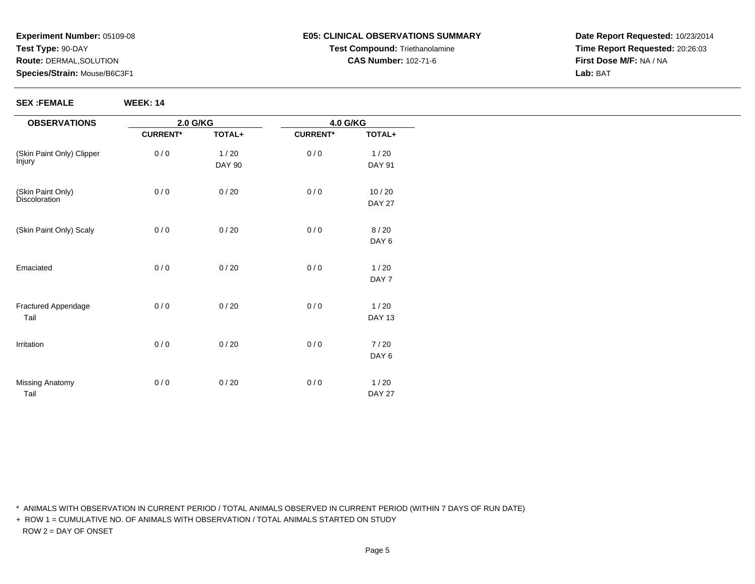**Experiment Number:** 05109-08
**Test Type:** 90-DAY
**Route:** DERMAL,SOLUTION
**Species/Strain:** Mouse/B6C3F1

**E05: CLINICAL OBSERVATIONS SUMMARY**
**Test Compound:** Triethanolamine
**CAS Number:** 102-71-6

**Date Report Requested:** 10/23/2014
**Time Report Requested:** 20:26:03
**First Dose M/F:** NA / NA
**Lab:** BAT

**SEX :FEMALE** **WEEK: 14**

| OBSERVATIONS | 2.0 G/KG | | 4.0 G/KG | |
|---|---|---|---|---|
| | CURRENT* | TOTAL+ | CURRENT* | TOTAL+ |
| (Skin Paint Only) Clipper Injury | 0 / 0 | 1 / 20<br>DAY 90 | 0 / 0 | 1 / 20<br>DAY 91 |
| (Skin Paint Only) Discoloration | 0 / 0 | 0 / 20 | 0 / 0 | 10 / 20<br>DAY 27 |
| (Skin Paint Only) Scaly | 0 / 0 | 0 / 20 | 0 / 0 | 8 / 20<br>DAY 6 |
| Emaciated | 0 / 0 | 0 / 20 | 0 / 0 | 1 / 20<br>DAY 7 |
| Fractured Appendage<br>Tail | 0 / 0 | 0 / 20 | 0 / 0 | 1 / 20<br>DAY 13 |
| Irritation | 0 / 0 | 0 / 20 | 0 / 0 | 7 / 20<br>DAY 6 |
| Missing Anatomy<br>Tail | 0 / 0 | 0 / 20 | 0 / 0 | 1 / 20<br>DAY 27 |

\* ANIMALS WITH OBSERVATION IN CURRENT PERIOD / TOTAL ANIMALS OBSERVED IN CURRENT PERIOD (WITHIN 7 DAYS OF RUN DATE)

\+ ROW 1 = CUMULATIVE NO. OF ANIMALS WITH OBSERVATION / TOTAL ANIMALS STARTED ON STUDY
ROW 2 = DAY OF ONSET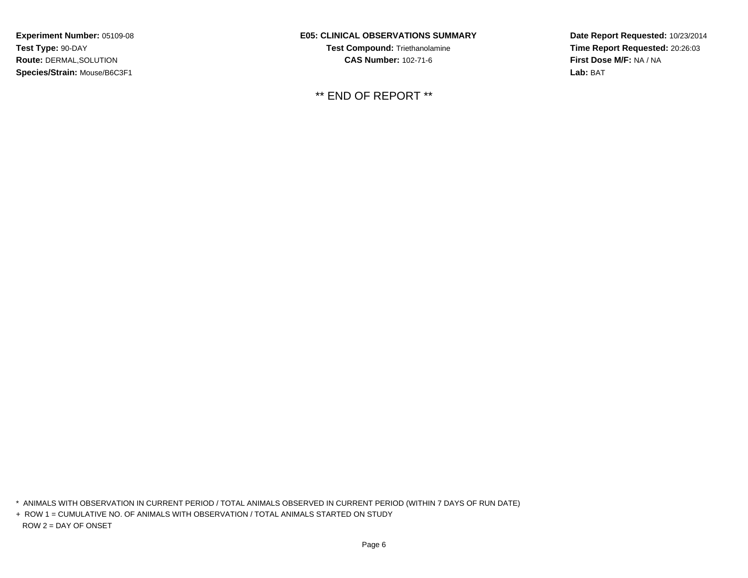**Experiment Number:** 05109-08
**Test Type:** 90-DAY
**Route:** DERMAL,SOLUTION
**Species/Strain:** Mouse/B6C3F1

**E05: CLINICAL OBSERVATIONS SUMMARY**
**Test Compound:** Triethanolamine
**CAS Number:** 102-71-6

**Date Report Requested:** 10/23/2014
**Time Report Requested:** 20:26:03
**First Dose M/F:** NA / NA
**Lab:** BAT

** END OF REPORT **

* ANIMALS WITH OBSERVATION IN CURRENT PERIOD / TOTAL ANIMALS OBSERVED IN CURRENT PERIOD (WITHIN 7 DAYS OF RUN DATE)
+ ROW 1 = CUMULATIVE NO. OF ANIMALS WITH OBSERVATION / TOTAL ANIMALS STARTED ON STUDY
ROW 2 = DAY OF ONSET